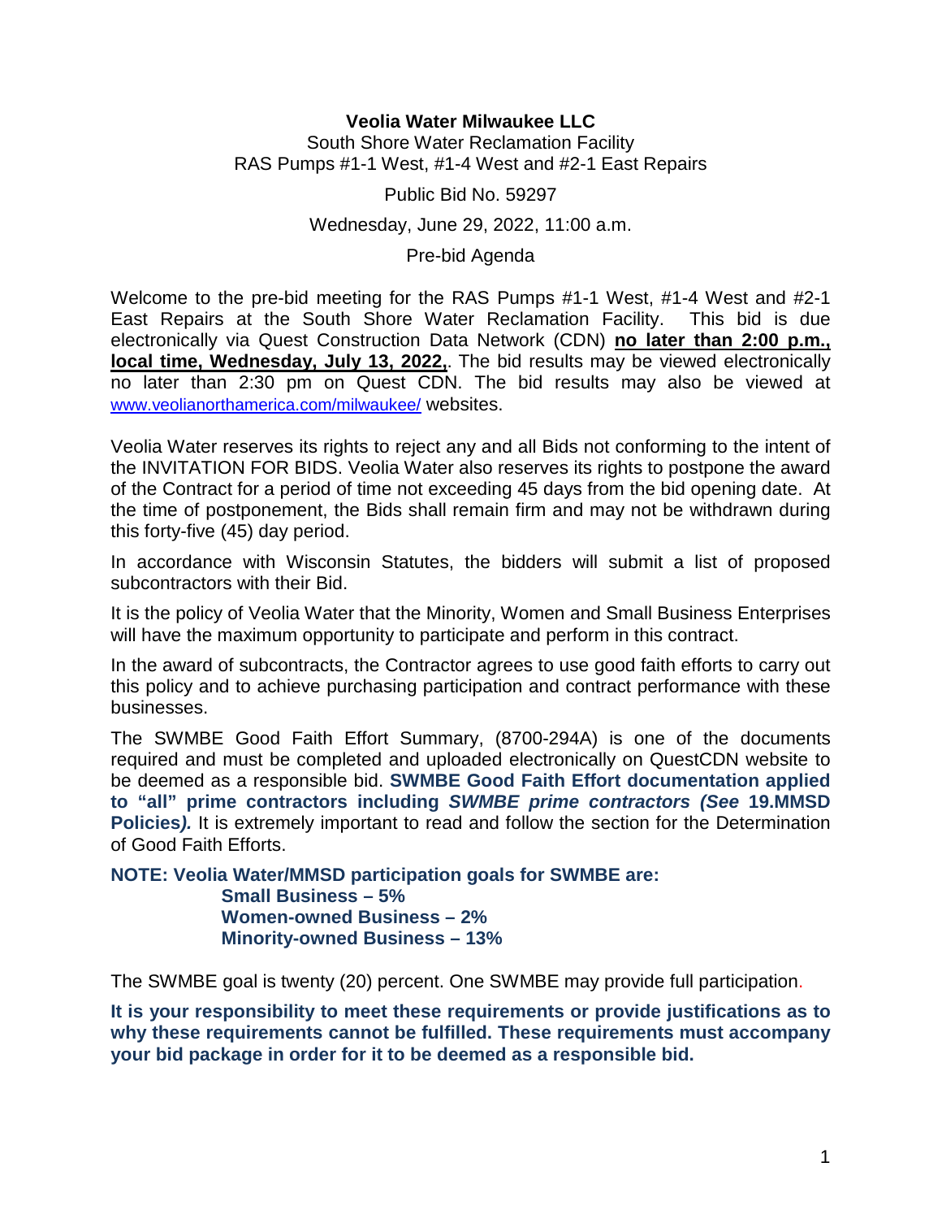**Veolia Water Milwaukee LLC**

South Shore Water Reclamation Facility

RAS Pumps #1-1 West, #1-4 West and #2-1 East Repairs

Public Bid No. 59297

Wednesday, June 29, 2022, 11:00 a.m.

Pre-bid Agenda

Welcome to the pre-bid meeting for the RAS Pumps #1-1 West, #1-4 West and #2-1 East Repairs at the South Shore Water Reclamation Facility. This bid is due electronically via Quest Construction Data Network (CDN) **no later than 2:00 p.m., local time, Wednesday, July 13, 2022,**. The bid results may be viewed electronically no later than 2:30 pm on Quest CDN. The bid results may also be viewed at www.veolianorthamerica.com/milwaukee/ websites.

Veolia Water reserves its rights to reject any and all Bids not conforming to the intent of the INVITATION FOR BIDS. Veolia Water also reserves its rights to postpone the award of the Contract for a period of time not exceeding 45 days from the bid opening date. At the time of postponement, the Bids shall remain firm and may not be withdrawn during this forty-five (45) day period.

In accordance with Wisconsin Statutes, the bidders will submit a list of proposed subcontractors with their Bid.

It is the policy of Veolia Water that the Minority, Women and Small Business Enterprises will have the maximum opportunity to participate and perform in this contract.

In the award of subcontracts, the Contractor agrees to use good faith efforts to carry out this policy and to achieve purchasing participation and contract performance with these businesses.

The SWMBE Good Faith Effort Summary, (8700-294A) is one of the documents required and must be completed and uploaded electronically on QuestCDN website to be deemed as a responsible bid. **SWMBE Good Faith Effort documentation applied to "all" prime contractors including *SWMBE prime contractors (See* 19.MMSD Policies*).*** It is extremely important to read and follow the section for the Determination of Good Faith Efforts.

**NOTE: Veolia Water/MMSD participation goals for SWMBE are:**

**Small Business – 5%**
**Women-owned Business – 2%**
**Minority-owned Business – 13%**

The SWMBE goal is twenty (20) percent. One SWMBE may provide full participation.

**It is your responsibility to meet these requirements or provide justifications as to why these requirements cannot be fulfilled. These requirements must accompany your bid package in order for it to be deemed as a responsible bid.**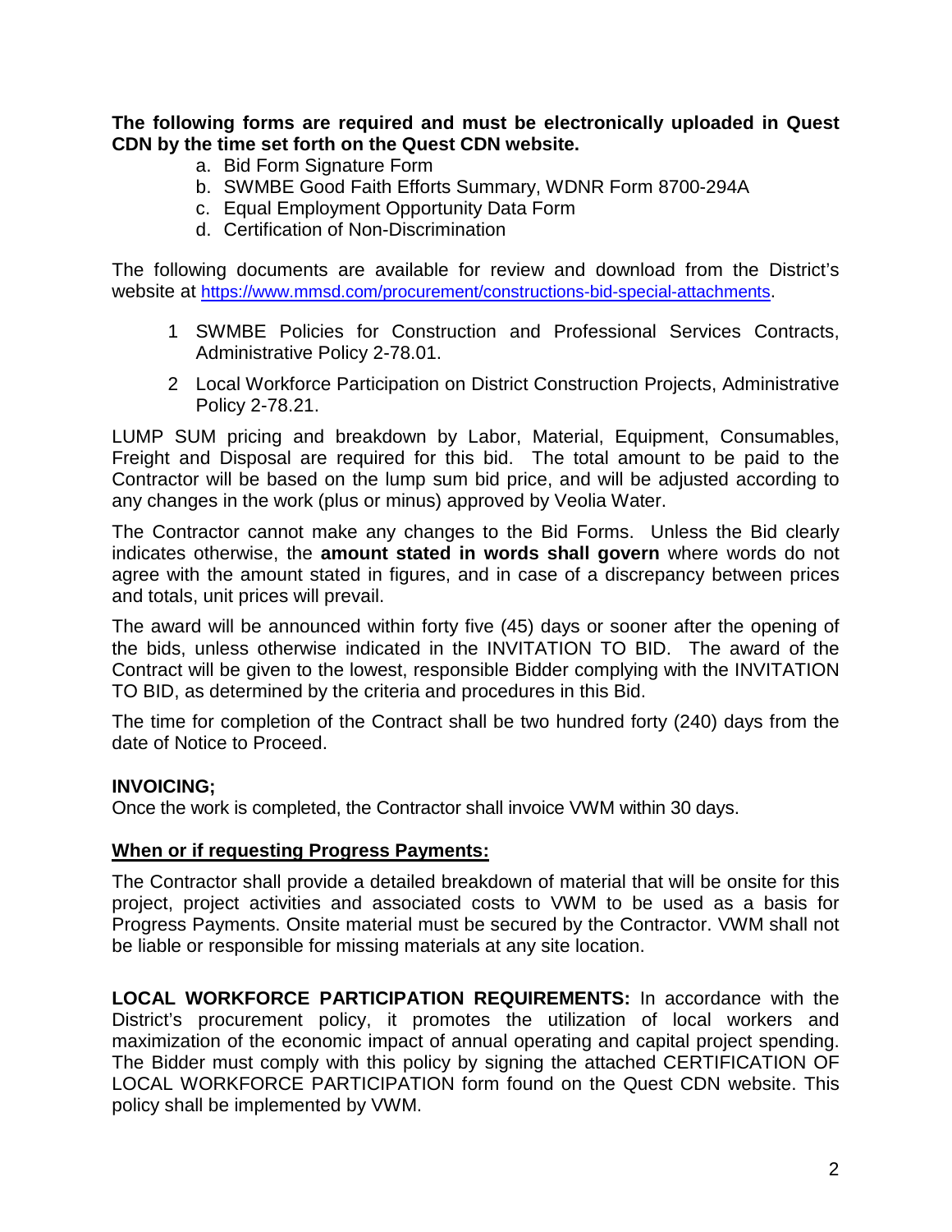**The following forms are required and must be electronically uploaded in Quest CDN by the time set forth on the Quest CDN website.**

a. Bid Form Signature Form
b. SWMBE Good Faith Efforts Summary, WDNR Form 8700-294A
c. Equal Employment Opportunity Data Form
d. Certification of Non-Discrimination

The following documents are available for review and download from the District's website at https://www.mmsd.com/procurement/constructions-bid-special-attachments.

1 SWMBE Policies for Construction and Professional Services Contracts, Administrative Policy 2-78.01.

2 Local Workforce Participation on District Construction Projects, Administrative Policy 2-78.21.

LUMP SUM pricing and breakdown by Labor, Material, Equipment, Consumables, Freight and Disposal are required for this bid. The total amount to be paid to the Contractor will be based on the lump sum bid price, and will be adjusted according to any changes in the work (plus or minus) approved by Veolia Water.

The Contractor cannot make any changes to the Bid Forms. Unless the Bid clearly indicates otherwise, the **amount stated in words shall govern** where words do not agree with the amount stated in figures, and in case of a discrepancy between prices and totals, unit prices will prevail.

The award will be announced within forty five (45) days or sooner after the opening of the bids, unless otherwise indicated in the INVITATION TO BID. The award of the Contract will be given to the lowest, responsible Bidder complying with the INVITATION TO BID, as determined by the criteria and procedures in this Bid.

The time for completion of the Contract shall be two hundred forty (240) days from the date of Notice to Proceed.

**INVOICING;**
Once the work is completed, the Contractor shall invoice VWM within 30 days.

**When or if requesting Progress Payments:**

The Contractor shall provide a detailed breakdown of material that will be onsite for this project, project activities and associated costs to VWM to be used as a basis for Progress Payments. Onsite material must be secured by the Contractor. VWM shall not be liable or responsible for missing materials at any site location.

**LOCAL WORKFORCE PARTICIPATION REQUIREMENTS:** In accordance with the District's procurement policy, it promotes the utilization of local workers and maximization of the economic impact of annual operating and capital project spending. The Bidder must comply with this policy by signing the attached CERTIFICATION OF LOCAL WORKFORCE PARTICIPATION form found on the Quest CDN website. This policy shall be implemented by VWM.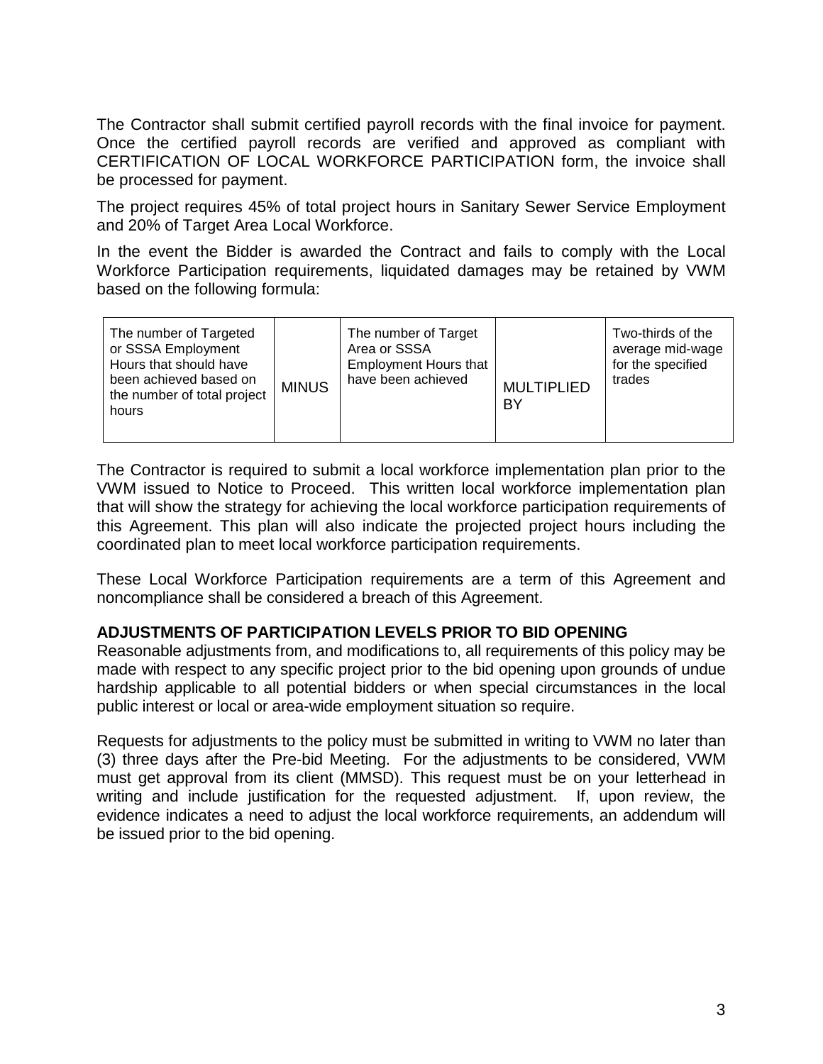The Contractor shall submit certified payroll records with the final invoice for payment. Once the certified payroll records are verified and approved as compliant with CERTIFICATION OF LOCAL WORKFORCE PARTICIPATION form, the invoice shall be processed for payment.

The project requires 45% of total project hours in Sanitary Sewer Service Employment and 20% of Target Area Local Workforce.

In the event the Bidder is awarded the Contract and fails to comply with the Local Workforce Participation requirements, liquidated damages may be retained by VWM based on the following formula:

| The number of Targeted or SSSA Employment Hours that should have been achieved based on the number of total project hours | MINUS | The number of Target Area or SSSA Employment Hours that have been achieved | MULTIPLIED BY | Two-thirds of the average mid-wage for the specified trades |
|---|---|---|---|---|

The Contractor is required to submit a local workforce implementation plan prior to the VWM issued to Notice to Proceed. This written local workforce implementation plan that will show the strategy for achieving the local workforce participation requirements of this Agreement. This plan will also indicate the projected project hours including the coordinated plan to meet local workforce participation requirements.

These Local Workforce Participation requirements are a term of this Agreement and noncompliance shall be considered a breach of this Agreement.

**ADJUSTMENTS OF PARTICIPATION LEVELS PRIOR TO BID OPENING**

Reasonable adjustments from, and modifications to, all requirements of this policy may be made with respect to any specific project prior to the bid opening upon grounds of undue hardship applicable to all potential bidders or when special circumstances in the local public interest or local or area-wide employment situation so require.

Requests for adjustments to the policy must be submitted in writing to VWM no later than (3) three days after the Pre-bid Meeting. For the adjustments to be considered, VWM must get approval from its client (MMSD). This request must be on your letterhead in writing and include justification for the requested adjustment. If, upon review, the evidence indicates a need to adjust the local workforce requirements, an addendum will be issued prior to the bid opening.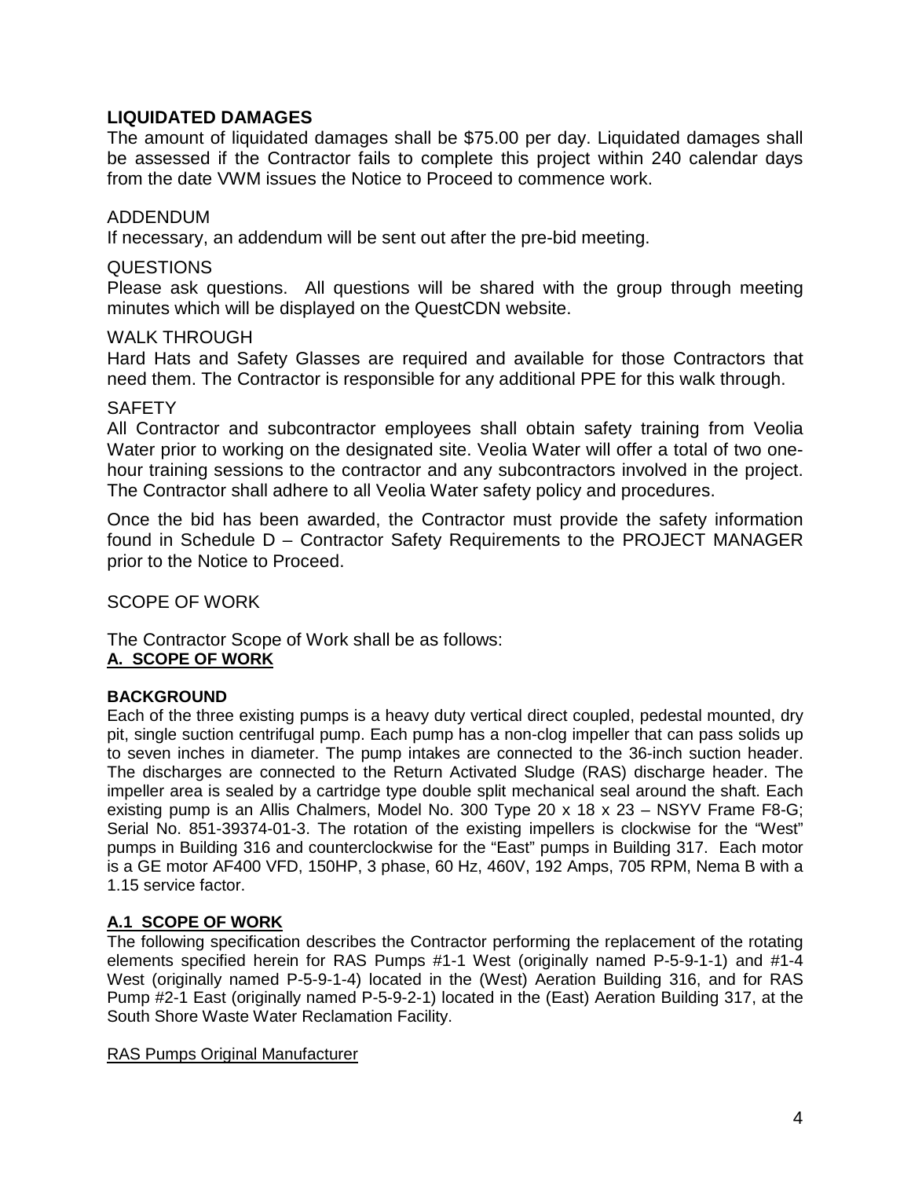## LIQUIDATED DAMAGES

The amount of liquidated damages shall be $75.00 per day. Liquidated damages shall be assessed if the Contractor fails to complete this project within 240 calendar days from the date VWM issues the Notice to Proceed to commence work.

ADDENDUM

If necessary, an addendum will be sent out after the pre-bid meeting.

QUESTIONS

Please ask questions. All questions will be shared with the group through meeting minutes which will be displayed on the QuestCDN website.

WALK THROUGH

Hard Hats and Safety Glasses are required and available for those Contractors that need them. The Contractor is responsible for any additional PPE for this walk through.

SAFETY

All Contractor and subcontractor employees shall obtain safety training from Veolia Water prior to working on the designated site. Veolia Water will offer a total of two one-hour training sessions to the contractor and any subcontractors involved in the project. The Contractor shall adhere to all Veolia Water safety policy and procedures.

Once the bid has been awarded, the Contractor must provide the safety information found in Schedule D – Contractor Safety Requirements to the PROJECT MANAGER prior to the Notice to Proceed.

SCOPE OF WORK

The Contractor Scope of Work shall be as follows:

**A. SCOPE OF WORK**

**BACKGROUND**

Each of the three existing pumps is a heavy duty vertical direct coupled, pedestal mounted, dry pit, single suction centrifugal pump. Each pump has a non-clog impeller that can pass solids up to seven inches in diameter. The pump intakes are connected to the 36-inch suction header. The discharges are connected to the Return Activated Sludge (RAS) discharge header. The impeller area is sealed by a cartridge type double split mechanical seal around the shaft. Each existing pump is an Allis Chalmers, Model No. 300 Type 20 x 18 x 23 – NSYV Frame F8-G; Serial No. 851-39374-01-3. The rotation of the existing impellers is clockwise for the "West" pumps in Building 316 and counterclockwise for the "East" pumps in Building 317. Each motor is a GE motor AF400 VFD, 150HP, 3 phase, 60 Hz, 460V, 192 Amps, 705 RPM, Nema B with a 1.15 service factor.

**A.1 SCOPE OF WORK**

The following specification describes the Contractor performing the replacement of the rotating elements specified herein for RAS Pumps #1-1 West (originally named P-5-9-1-1) and #1-4 West (originally named P-5-9-1-4) located in the (West) Aeration Building 316, and for RAS Pump #2-1 East (originally named P-5-9-2-1) located in the (East) Aeration Building 317, at the South Shore Waste Water Reclamation Facility.

RAS Pumps Original Manufacturer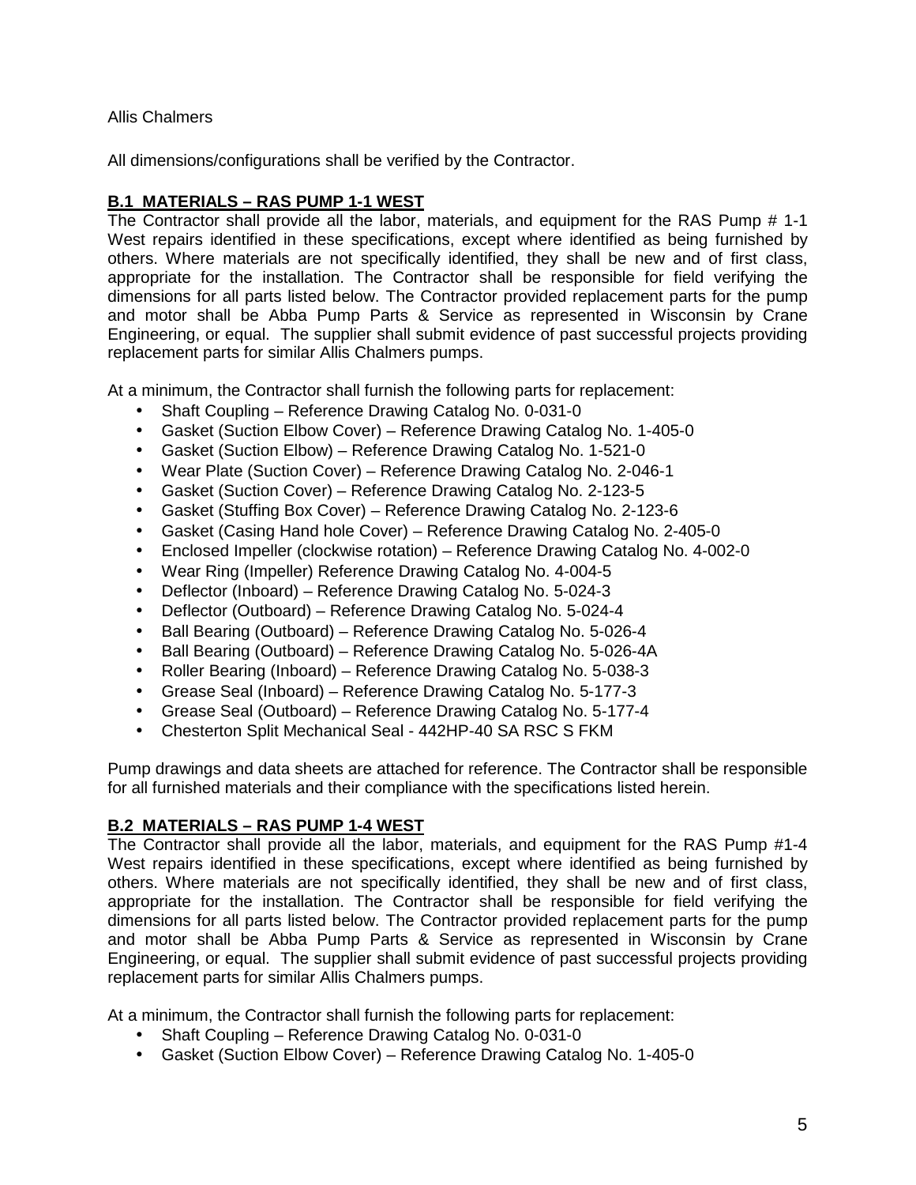Allis Chalmers

All dimensions/configurations shall be verified by the Contractor.

**B.1 MATERIALS – RAS PUMP 1-1 WEST**

The Contractor shall provide all the labor, materials, and equipment for the RAS Pump # 1-1 West repairs identified in these specifications, except where identified as being furnished by others. Where materials are not specifically identified, they shall be new and of first class, appropriate for the installation. The Contractor shall be responsible for field verifying the dimensions for all parts listed below. The Contractor provided replacement parts for the pump and motor shall be Abba Pump Parts & Service as represented in Wisconsin by Crane Engineering, or equal. The supplier shall submit evidence of past successful projects providing replacement parts for similar Allis Chalmers pumps.

At a minimum, the Contractor shall furnish the following parts for replacement:

- Shaft Coupling – Reference Drawing Catalog No. 0-031-0
- Gasket (Suction Elbow Cover) – Reference Drawing Catalog No. 1-405-0
- Gasket (Suction Elbow) – Reference Drawing Catalog No. 1-521-0
- Wear Plate (Suction Cover) – Reference Drawing Catalog No. 2-046-1
- Gasket (Suction Cover) – Reference Drawing Catalog No. 2-123-5
- Gasket (Stuffing Box Cover) – Reference Drawing Catalog No. 2-123-6
- Gasket (Casing Hand hole Cover) – Reference Drawing Catalog No. 2-405-0
- Enclosed Impeller (clockwise rotation) – Reference Drawing Catalog No. 4-002-0
- Wear Ring (Impeller) Reference Drawing Catalog No. 4-004-5
- Deflector (Inboard) – Reference Drawing Catalog No. 5-024-3
- Deflector (Outboard) – Reference Drawing Catalog No. 5-024-4
- Ball Bearing (Outboard) – Reference Drawing Catalog No. 5-026-4
- Ball Bearing (Outboard) – Reference Drawing Catalog No. 5-026-4A
- Roller Bearing (Inboard) – Reference Drawing Catalog No. 5-038-3
- Grease Seal (Inboard) – Reference Drawing Catalog No. 5-177-3
- Grease Seal (Outboard) – Reference Drawing Catalog No. 5-177-4
- Chesterton Split Mechanical Seal - 442HP-40 SA RSC S FKM

Pump drawings and data sheets are attached for reference. The Contractor shall be responsible for all furnished materials and their compliance with the specifications listed herein.

**B.2 MATERIALS – RAS PUMP 1-4 WEST**

The Contractor shall provide all the labor, materials, and equipment for the RAS Pump #1-4 West repairs identified in these specifications, except where identified as being furnished by others. Where materials are not specifically identified, they shall be new and of first class, appropriate for the installation. The Contractor shall be responsible for field verifying the dimensions for all parts listed below. The Contractor provided replacement parts for the pump and motor shall be Abba Pump Parts & Service as represented in Wisconsin by Crane Engineering, or equal. The supplier shall submit evidence of past successful projects providing replacement parts for similar Allis Chalmers pumps.

At a minimum, the Contractor shall furnish the following parts for replacement:

- Shaft Coupling – Reference Drawing Catalog No. 0-031-0
- Gasket (Suction Elbow Cover) – Reference Drawing Catalog No. 1-405-0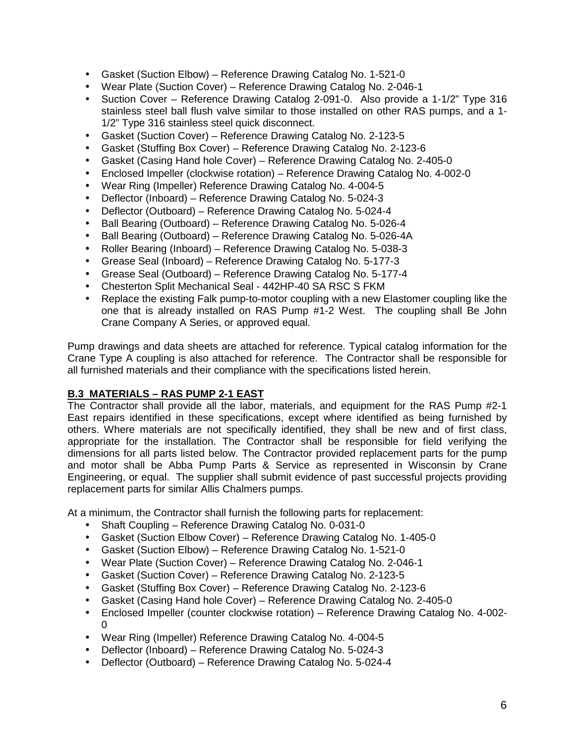- Gasket (Suction Elbow) – Reference Drawing Catalog No. 1-521-0
- Wear Plate (Suction Cover) – Reference Drawing Catalog No. 2-046-1
- Suction Cover – Reference Drawing Catalog 2-091-0. Also provide a 1-1/2" Type 316 stainless steel ball flush valve similar to those installed on other RAS pumps, and a 1-1/2" Type 316 stainless steel quick disconnect.
- Gasket (Suction Cover) – Reference Drawing Catalog No. 2-123-5
- Gasket (Stuffing Box Cover) – Reference Drawing Catalog No. 2-123-6
- Gasket (Casing Hand hole Cover) – Reference Drawing Catalog No. 2-405-0
- Enclosed Impeller (clockwise rotation) – Reference Drawing Catalog No. 4-002-0
- Wear Ring (Impeller) Reference Drawing Catalog No. 4-004-5
- Deflector (Inboard) – Reference Drawing Catalog No. 5-024-3
- Deflector (Outboard) – Reference Drawing Catalog No. 5-024-4
- Ball Bearing (Outboard) – Reference Drawing Catalog No. 5-026-4
- Ball Bearing (Outboard) – Reference Drawing Catalog No. 5-026-4A
- Roller Bearing (Inboard) – Reference Drawing Catalog No. 5-038-3
- Grease Seal (Inboard) – Reference Drawing Catalog No. 5-177-3
- Grease Seal (Outboard) – Reference Drawing Catalog No. 5-177-4
- Chesterton Split Mechanical Seal - 442HP-40 SA RSC S FKM
- Replace the existing Falk pump-to-motor coupling with a new Elastomer coupling like the one that is already installed on RAS Pump #1-2 West. The coupling shall Be John Crane Company A Series, or approved equal.

Pump drawings and data sheets are attached for reference. Typical catalog information for the Crane Type A coupling is also attached for reference. The Contractor shall be responsible for all furnished materials and their compliance with the specifications listed herein.

**B.3 MATERIALS – RAS PUMP 2-1 EAST**

The Contractor shall provide all the labor, materials, and equipment for the RAS Pump #2-1 East repairs identified in these specifications, except where identified as being furnished by others. Where materials are not specifically identified, they shall be new and of first class, appropriate for the installation. The Contractor shall be responsible for field verifying the dimensions for all parts listed below. The Contractor provided replacement parts for the pump and motor shall be Abba Pump Parts & Service as represented in Wisconsin by Crane Engineering, or equal. The supplier shall submit evidence of past successful projects providing replacement parts for similar Allis Chalmers pumps.

At a minimum, the Contractor shall furnish the following parts for replacement:

- Shaft Coupling – Reference Drawing Catalog No. 0-031-0
- Gasket (Suction Elbow Cover) – Reference Drawing Catalog No. 1-405-0
- Gasket (Suction Elbow) – Reference Drawing Catalog No. 1-521-0
- Wear Plate (Suction Cover) – Reference Drawing Catalog No. 2-046-1
- Gasket (Suction Cover) – Reference Drawing Catalog No. 2-123-5
- Gasket (Stuffing Box Cover) – Reference Drawing Catalog No. 2-123-6
- Gasket (Casing Hand hole Cover) – Reference Drawing Catalog No. 2-405-0
- Enclosed Impeller (counter clockwise rotation) – Reference Drawing Catalog No. 4-002-0
- Wear Ring (Impeller) Reference Drawing Catalog No. 4-004-5
- Deflector (Inboard) – Reference Drawing Catalog No. 5-024-3
- Deflector (Outboard) – Reference Drawing Catalog No. 5-024-4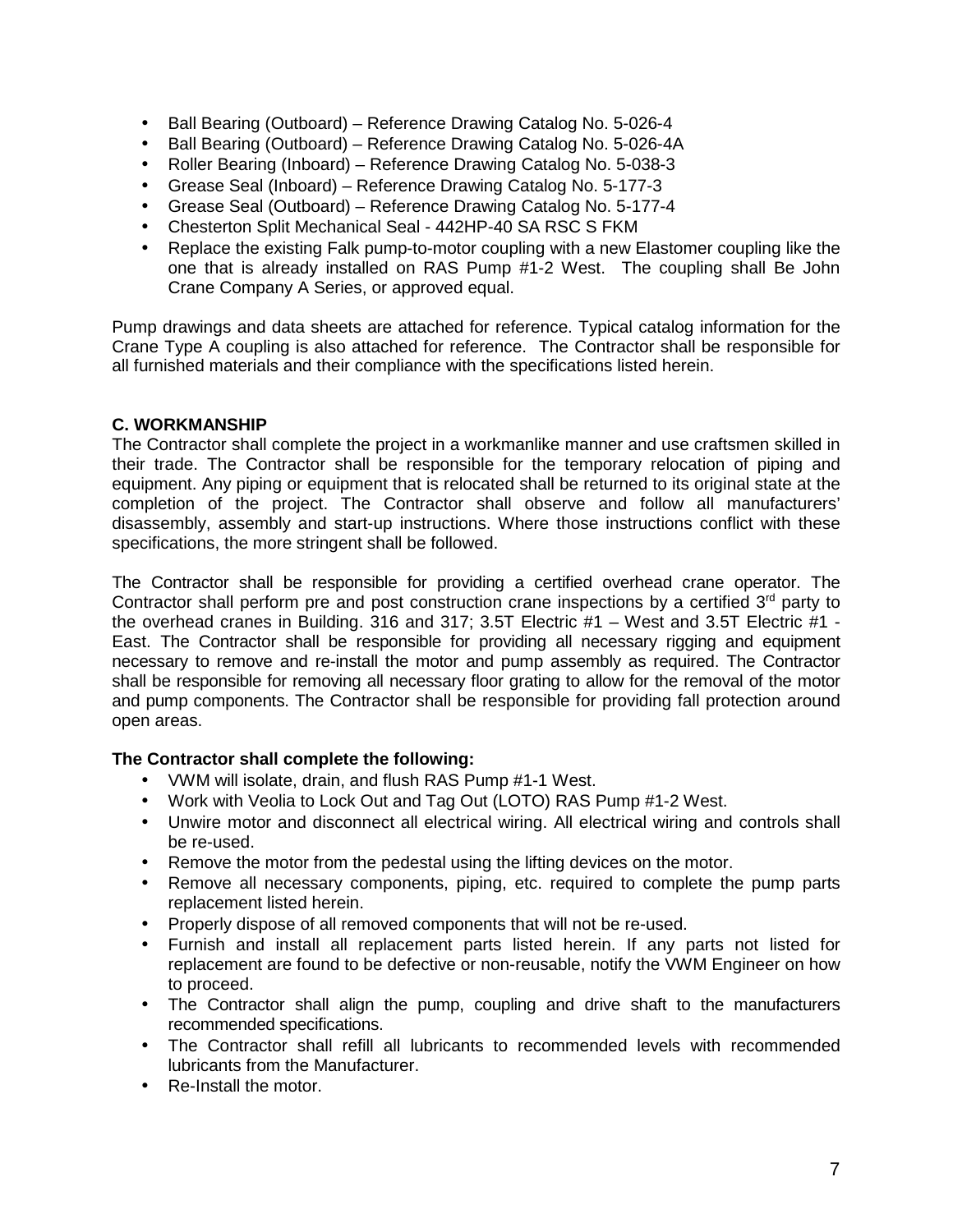- Ball Bearing (Outboard) – Reference Drawing Catalog No. 5-026-4
- Ball Bearing (Outboard) – Reference Drawing Catalog No. 5-026-4A
- Roller Bearing (Inboard) – Reference Drawing Catalog No. 5-038-3
- Grease Seal (Inboard) – Reference Drawing Catalog No. 5-177-3
- Grease Seal (Outboard) – Reference Drawing Catalog No. 5-177-4
- Chesterton Split Mechanical Seal - 442HP-40 SA RSC S FKM
- Replace the existing Falk pump-to-motor coupling with a new Elastomer coupling like the one that is already installed on RAS Pump #1-2 West. The coupling shall Be John Crane Company A Series, or approved equal.

Pump drawings and data sheets are attached for reference. Typical catalog information for the Crane Type A coupling is also attached for reference. The Contractor shall be responsible for all furnished materials and their compliance with the specifications listed herein.

### C. WORKMANSHIP

The Contractor shall complete the project in a workmanlike manner and use craftsmen skilled in their trade. The Contractor shall be responsible for the temporary relocation of piping and equipment. Any piping or equipment that is relocated shall be returned to its original state at the completion of the project. The Contractor shall observe and follow all manufacturers' disassembly, assembly and start-up instructions. Where those instructions conflict with these specifications, the more stringent shall be followed.

The Contractor shall be responsible for providing a certified overhead crane operator. The Contractor shall perform pre and post construction crane inspections by a certified 3rd party to the overhead cranes in Building. 316 and 317; 3.5T Electric #1 – West and 3.5T Electric #1 - East. The Contractor shall be responsible for providing all necessary rigging and equipment necessary to remove and re-install the motor and pump assembly as required. The Contractor shall be responsible for removing all necessary floor grating to allow for the removal of the motor and pump components. The Contractor shall be responsible for providing fall protection around open areas.

**The Contractor shall complete the following:**

- VWM will isolate, drain, and flush RAS Pump #1-1 West.
- Work with Veolia to Lock Out and Tag Out (LOTO) RAS Pump #1-2 West.
- Unwire motor and disconnect all electrical wiring. All electrical wiring and controls shall be re-used.
- Remove the motor from the pedestal using the lifting devices on the motor.
- Remove all necessary components, piping, etc. required to complete the pump parts replacement listed herein.
- Properly dispose of all removed components that will not be re-used.
- Furnish and install all replacement parts listed herein. If any parts not listed for replacement are found to be defective or non-reusable, notify the VWM Engineer on how to proceed.
- The Contractor shall align the pump, coupling and drive shaft to the manufacturers recommended specifications.
- The Contractor shall refill all lubricants to recommended levels with recommended lubricants from the Manufacturer.
- Re-Install the motor.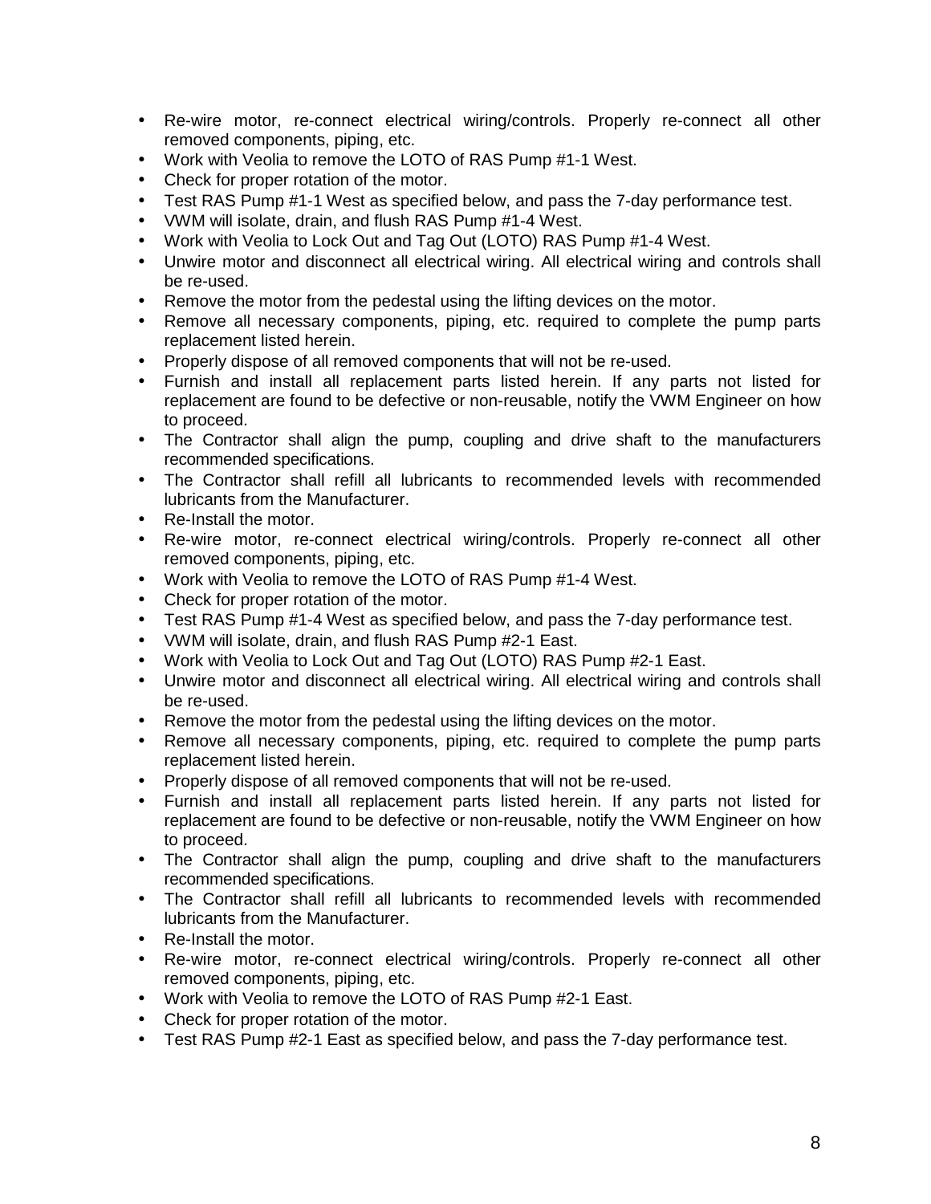- Re-wire motor, re-connect electrical wiring/controls. Properly re-connect all other removed components, piping, etc.
- Work with Veolia to remove the LOTO of RAS Pump #1-1 West.
- Check for proper rotation of the motor.
- Test RAS Pump #1-1 West as specified below, and pass the 7-day performance test.
- VWM will isolate, drain, and flush RAS Pump #1-4 West.
- Work with Veolia to Lock Out and Tag Out (LOTO) RAS Pump #1-4 West.
- Unwire motor and disconnect all electrical wiring. All electrical wiring and controls shall be re-used.
- Remove the motor from the pedestal using the lifting devices on the motor.
- Remove all necessary components, piping, etc. required to complete the pump parts replacement listed herein.
- Properly dispose of all removed components that will not be re-used.
- Furnish and install all replacement parts listed herein. If any parts not listed for replacement are found to be defective or non-reusable, notify the VWM Engineer on how to proceed.
- The Contractor shall align the pump, coupling and drive shaft to the manufacturers recommended specifications.
- The Contractor shall refill all lubricants to recommended levels with recommended lubricants from the Manufacturer.
- Re-Install the motor.
- Re-wire motor, re-connect electrical wiring/controls. Properly re-connect all other removed components, piping, etc.
- Work with Veolia to remove the LOTO of RAS Pump #1-4 West.
- Check for proper rotation of the motor.
- Test RAS Pump #1-4 West as specified below, and pass the 7-day performance test.
- VWM will isolate, drain, and flush RAS Pump #2-1 East.
- Work with Veolia to Lock Out and Tag Out (LOTO) RAS Pump #2-1 East.
- Unwire motor and disconnect all electrical wiring. All electrical wiring and controls shall be re-used.
- Remove the motor from the pedestal using the lifting devices on the motor.
- Remove all necessary components, piping, etc. required to complete the pump parts replacement listed herein.
- Properly dispose of all removed components that will not be re-used.
- Furnish and install all replacement parts listed herein. If any parts not listed for replacement are found to be defective or non-reusable, notify the VWM Engineer on how to proceed.
- The Contractor shall align the pump, coupling and drive shaft to the manufacturers recommended specifications.
- The Contractor shall refill all lubricants to recommended levels with recommended lubricants from the Manufacturer.
- Re-Install the motor.
- Re-wire motor, re-connect electrical wiring/controls. Properly re-connect all other removed components, piping, etc.
- Work with Veolia to remove the LOTO of RAS Pump #2-1 East.
- Check for proper rotation of the motor.
- Test RAS Pump #2-1 East as specified below, and pass the 7-day performance test.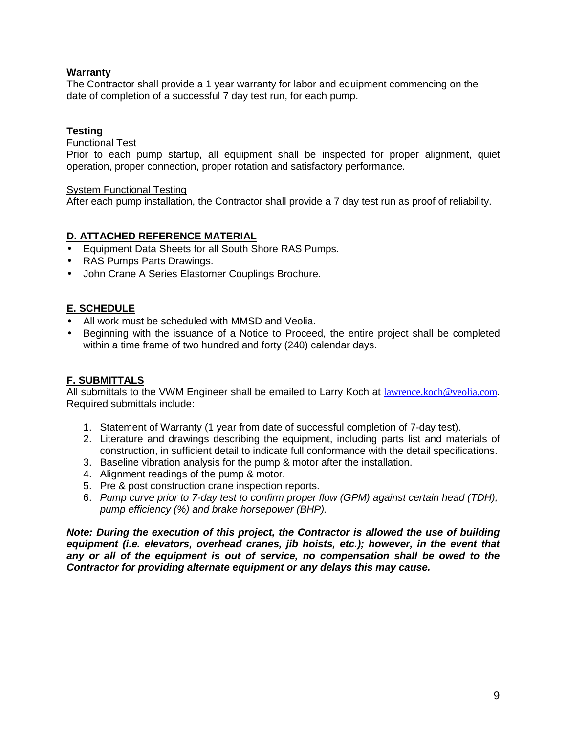**Warranty**
The Contractor shall provide a 1 year warranty for labor and equipment commencing on the date of completion of a successful 7 day test run, for each pump.

**Testing**
Functional Test
Prior to each pump startup, all equipment shall be inspected for proper alignment, quiet operation, proper connection, proper rotation and satisfactory performance.

System Functional Testing
After each pump installation, the Contractor shall provide a 7 day test run as proof of reliability.

## D. ATTACHED REFERENCE MATERIAL

- Equipment Data Sheets for all South Shore RAS Pumps.
- RAS Pumps Parts Drawings.
- John Crane A Series Elastomer Couplings Brochure.

## E. SCHEDULE

- All work must be scheduled with MMSD and Veolia.
- Beginning with the issuance of a Notice to Proceed, the entire project shall be completed within a time frame of two hundred and forty (240) calendar days.

## F. SUBMITTALS

All submittals to the VWM Engineer shall be emailed to Larry Koch at lawrence.koch@veolia.com. Required submittals include:

1. Statement of Warranty (1 year from date of successful completion of 7-day test).
2. Literature and drawings describing the equipment, including parts list and materials of construction, in sufficient detail to indicate full conformance with the detail specifications.
3. Baseline vibration analysis for the pump & motor after the installation.
4. Alignment readings of the pump & motor.
5. Pre & post construction crane inspection reports.
6. *Pump curve prior to 7-day test to confirm proper flow (GPM) against certain head (TDH), pump efficiency (%) and brake horsepower (BHP).*

***Note: During the execution of this project, the Contractor is allowed the use of building equipment (i.e. elevators, overhead cranes, jib hoists, etc.); however, in the event that any or all of the equipment is out of service, no compensation shall be owed to the Contractor for providing alternate equipment or any delays this may cause.***